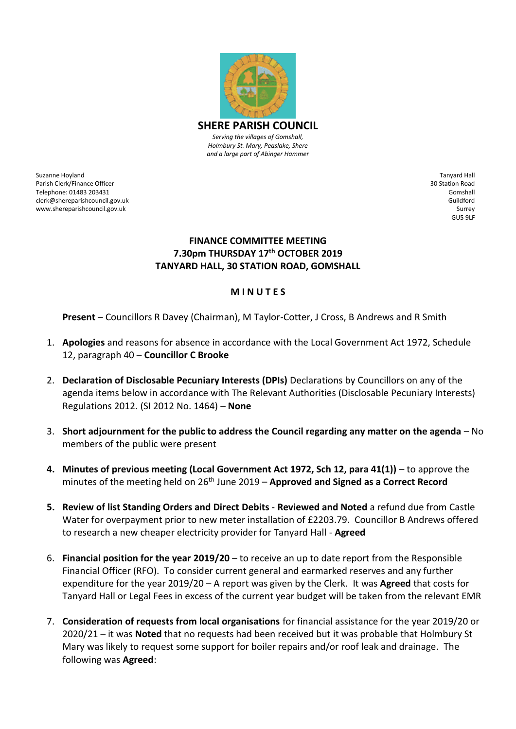# SHERE PARISH COUNCIL

*Serving the villages of Gomshall, Holmbury St. Mary, Peaslake, Shere and a large part of Abinger Hammer*

Suzanne Hoyland
Parish Clerk/Finance Officer
Telephone: 01483 203431
clerk@shereparishcouncil.gov.uk
www.shereparishcouncil.gov.uk

Tanyard Hall
30 Station Road
Gomshall
Guildford
Surrey
GU5 9LF

## FINANCE COMMITTEE MEETING
## 7.30pm THURSDAY 17th OCTOBER 2019
## TANYARD HALL, 30 STATION ROAD, GOMSHALL

### M I N U T E S

**Present** – Councillors R Davey (Chairman), M Taylor-Cotter, J Cross, B Andrews and R Smith

1. **Apologies** and reasons for absence in accordance with the Local Government Act 1972, Schedule 12, paragraph 40 – **Councillor C Brooke**

2. **Declaration of Disclosable Pecuniary Interests (DPIs)** Declarations by Councillors on any of the agenda items below in accordance with The Relevant Authorities (Disclosable Pecuniary Interests) Regulations 2012. (SI 2012 No. 1464) – **None**

3. **Short adjournment for the public to address the Council regarding any matter on the agenda** – No members of the public were present

4. **Minutes of previous meeting (Local Government Act 1972, Sch 12, para 41(1))** – to approve the minutes of the meeting held on 26th June 2019 – **Approved and Signed as a Correct Record**

5. **Review of list Standing Orders and Direct Debits** - **Reviewed and Noted** a refund due from Castle Water for overpayment prior to new meter installation of £2203.79. Councillor B Andrews offered to research a new cheaper electricity provider for Tanyard Hall - **Agreed**

6. **Financial position for the year 2019/20** – to receive an up to date report from the Responsible Financial Officer (RFO). To consider current general and earmarked reserves and any further expenditure for the year 2019/20 – A report was given by the Clerk. It was **Agreed** that costs for Tanyard Hall or Legal Fees in excess of the current year budget will be taken from the relevant EMR

7. **Consideration of requests from local organisations** for financial assistance for the year 2019/20 or 2020/21 – it was **Noted** that no requests had been received but it was probable that Holmbury St Mary was likely to request some support for boiler repairs and/or roof leak and drainage. The following was **Agreed**: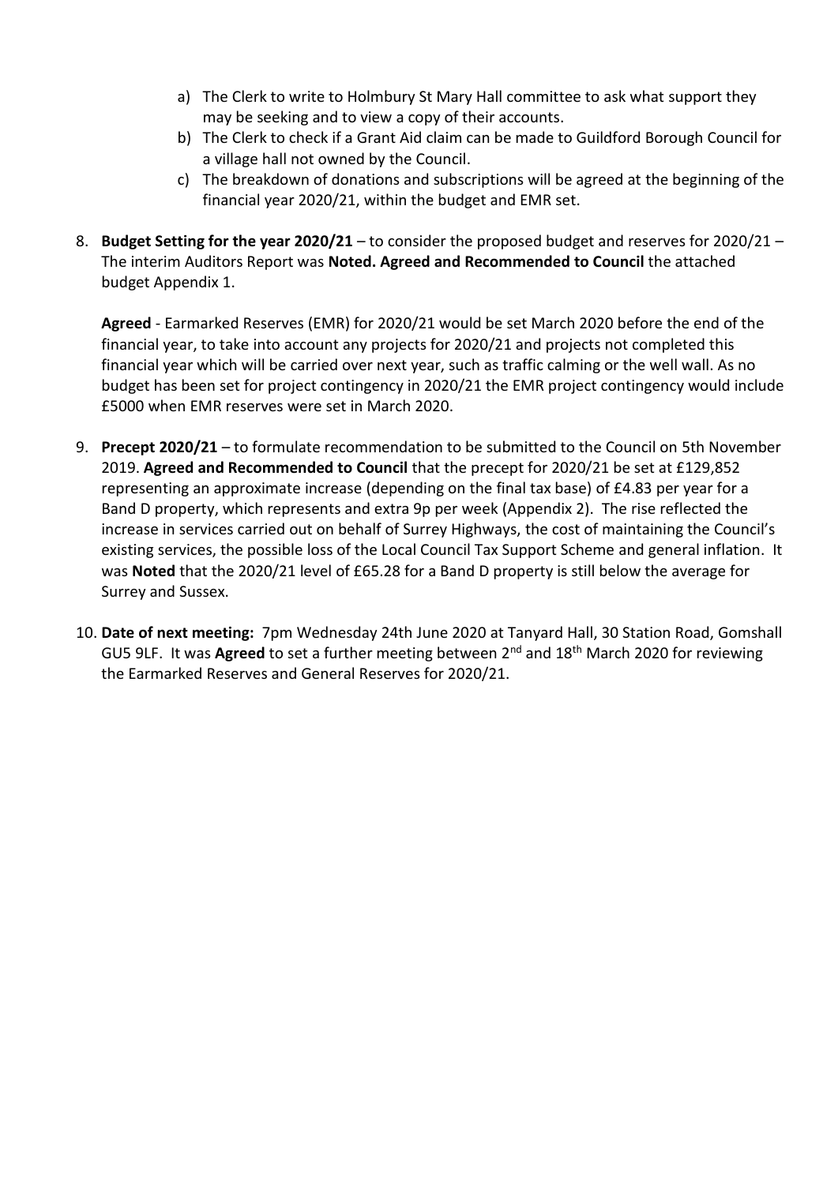a) The Clerk to write to Holmbury St Mary Hall committee to ask what support they may be seeking and to view a copy of their accounts.
b) The Clerk to check if a Grant Aid claim can be made to Guildford Borough Council for a village hall not owned by the Council.
c) The breakdown of donations and subscriptions will be agreed at the beginning of the financial year 2020/21, within the budget and EMR set.

8. **Budget Setting for the year 2020/21** – to consider the proposed budget and reserves for 2020/21 – The interim Auditors Report was **Noted. Agreed and Recommended to Council** the attached budget Appendix 1.

   **Agreed** - Earmarked Reserves (EMR) for 2020/21 would be set March 2020 before the end of the financial year, to take into account any projects for 2020/21 and projects not completed this financial year which will be carried over next year, such as traffic calming or the well wall. As no budget has been set for project contingency in 2020/21 the EMR project contingency would include £5000 when EMR reserves were set in March 2020.

9. **Precept 2020/21** – to formulate recommendation to be submitted to the Council on 5th November 2019. **Agreed and Recommended to Council** that the precept for 2020/21 be set at £129,852 representing an approximate increase (depending on the final tax base) of £4.83 per year for a Band D property, which represents and extra 9p per week (Appendix 2). The rise reflected the increase in services carried out on behalf of Surrey Highways, the cost of maintaining the Council's existing services, the possible loss of the Local Council Tax Support Scheme and general inflation. It was **Noted** that the 2020/21 level of £65.28 for a Band D property is still below the average for Surrey and Sussex.

10. **Date of next meeting:** 7pm Wednesday 24th June 2020 at Tanyard Hall, 30 Station Road, Gomshall GU5 9LF. It was **Agreed** to set a further meeting between 2nd and 18th March 2020 for reviewing the Earmarked Reserves and General Reserves for 2020/21.